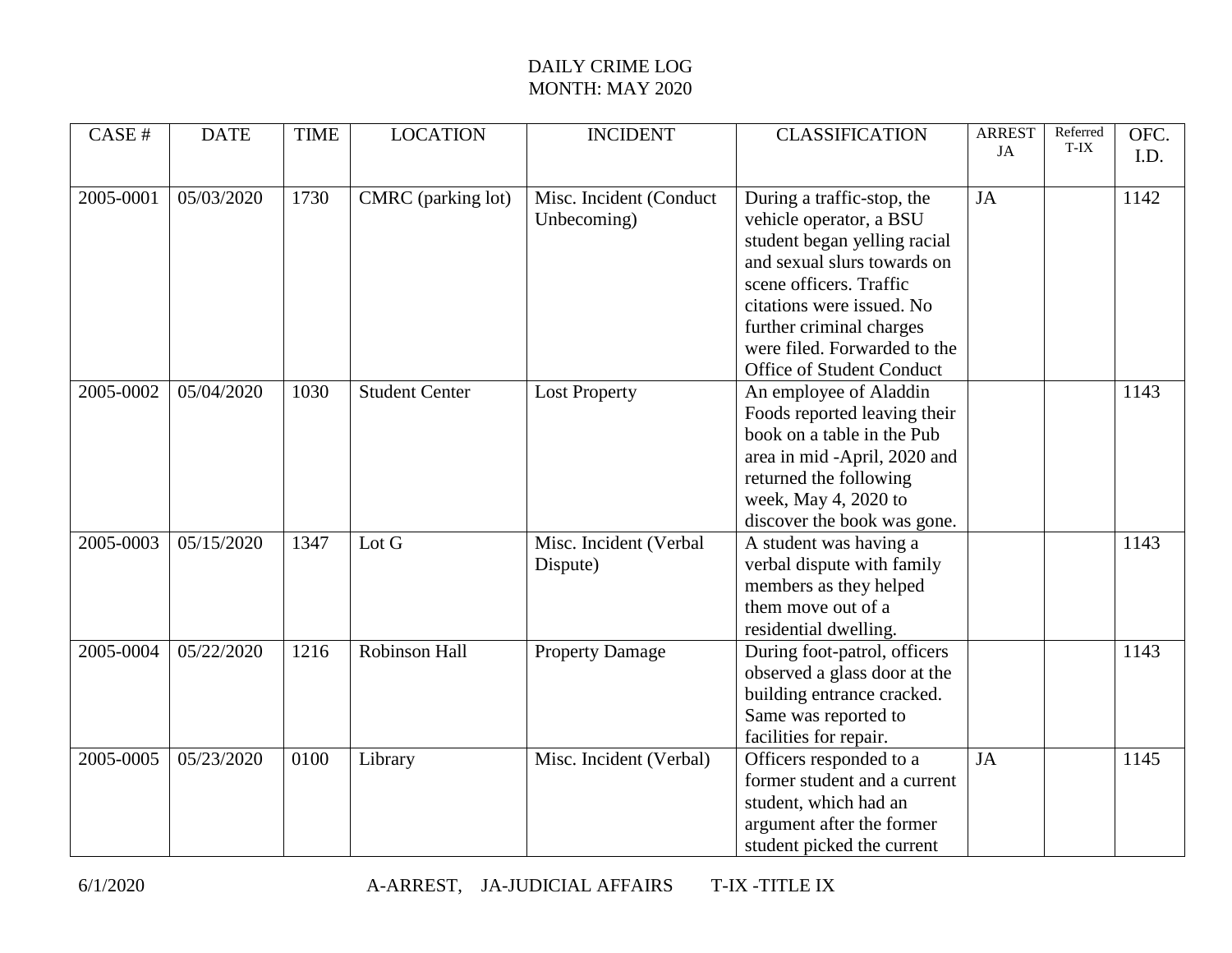# DAILY CRIME LOG
## MONTH: MAY 2020

| CASE # | DATE | TIME | LOCATION | INCIDENT | CLASSIFICATION | ARREST JA | Referred T-IX | OFC. I.D. |
|---|---|---|---|---|---|---|---|---|
| 2005-0001 | 05/03/2020 | 1730 | CMRC (parking lot) | Misc. Incident (Conduct Unbecoming) | During a traffic-stop, the vehicle operator, a BSU student began yelling racial and sexual slurs towards on scene officers. Traffic citations were issued. No further criminal charges were filed. Forwarded to the Office of Student Conduct | JA | | 1142 |
| 2005-0002 | 05/04/2020 | 1030 | Student Center | Lost Property | An employee of Aladdin Foods reported leaving their book on a table in the Pub area in mid -April, 2020 and returned the following week, May 4, 2020 to discover the book was gone. | | | 1143 |
| 2005-0003 | 05/15/2020 | 1347 | Lot G | Misc. Incident (Verbal Dispute) | A student was having a verbal dispute with family members as they helped them move out of a residential dwelling. | | | 1143 |
| 2005-0004 | 05/22/2020 | 1216 | Robinson Hall | Property Damage | During foot-patrol, officers observed a glass door at the building entrance cracked. Same was reported to facilities for repair. | | | 1143 |
| 2005-0005 | 05/23/2020 | 0100 | Library | Misc. Incident (Verbal) | Officers responded to a former student and a current student, which had an argument after the former student picked the current | JA | | 1145 |

6/1/2020 A-ARREST, JA-JUDICIAL AFFAIRS T-IX -TITLE IX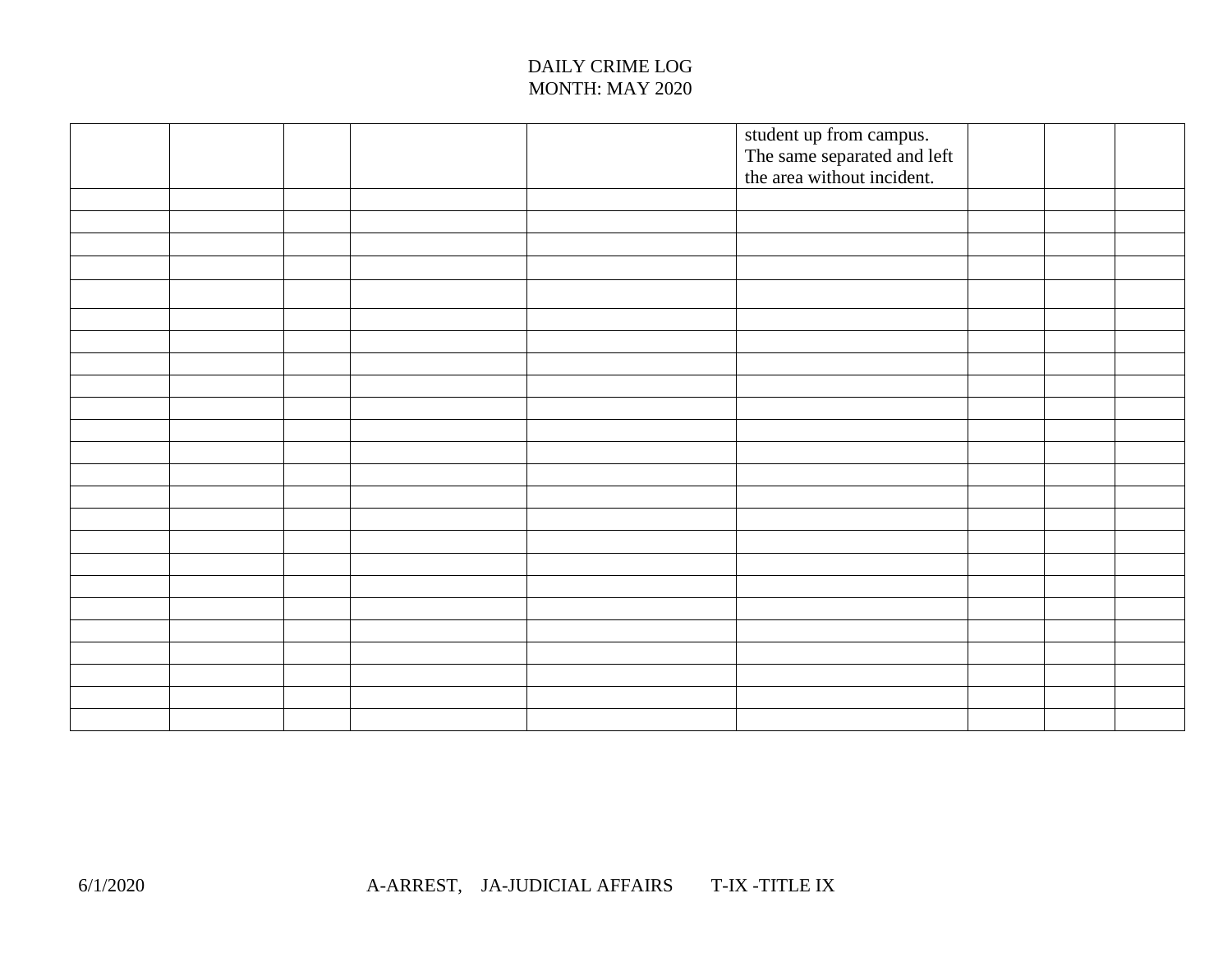DAILY CRIME LOG
MONTH: MAY 2020

| | | | | | | | | |
|---|---|---|---|---|---|---|---|---|
| | | | | | student up from campus. The same separated and left the area without incident. | | | |
| | | | | | | | | |
| | | | | | | | | |
| | | | | | | | | |
| | | | | | | | | |
| | | | | | | | | |
| | | | | | | | | |
| | | | | | | | | |
| | | | | | | | | |
| | | | | | | | | |
| | | | | | | | | |
| | | | | | | | | |
| | | | | | | | | |
| | | | | | | | | |
| | | | | | | | | |
| | | | | | | | | |
| | | | | | | | | |
| | | | | | | | | |
| | | | | | | | | |
| | | | | | | | | |
| | | | | | | | | |
| | | | | | | | | |
| | | | | | | | | |
| | | | | | | | | |
| | | | | | | | | |
| | | | | | | | | |

6/1/2020 A-ARREST, JA-JUDICIAL AFFAIRS T-IX -TITLE IX